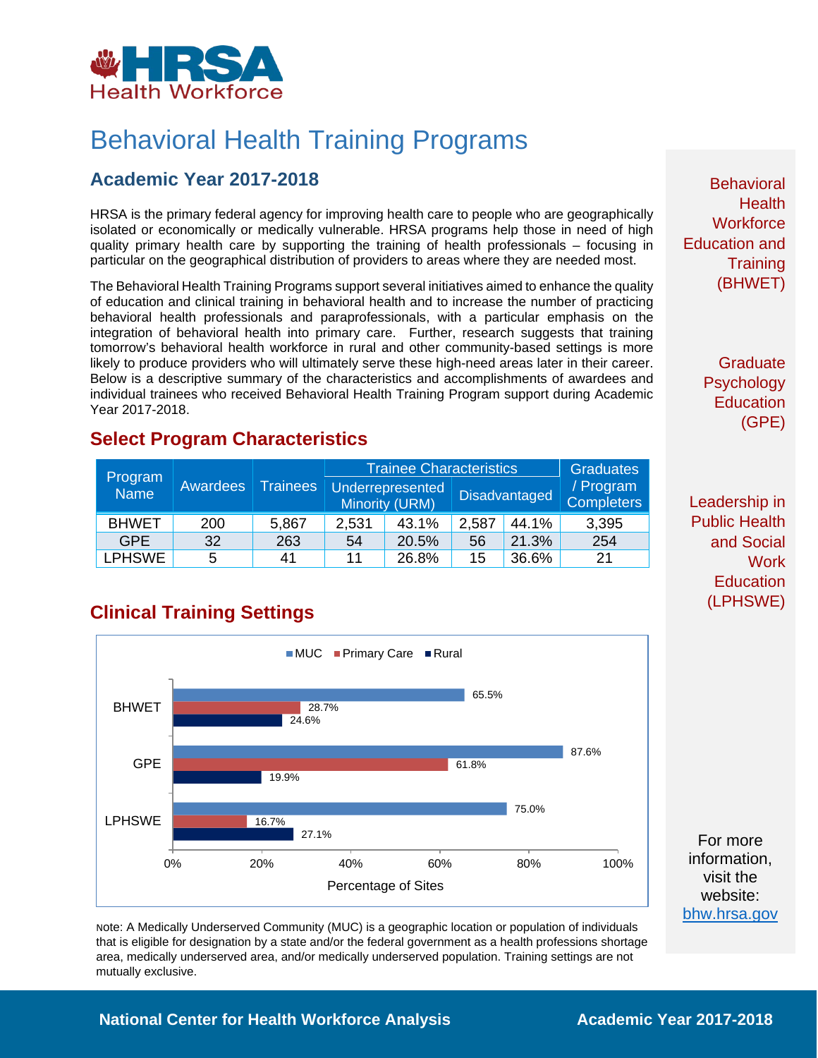# Behavioral Health Training Programs

## Academic Year 2017-2018

HRSA is the primary federal agency for improving health care to people who are geographically isolated or economically or medically vulnerable. HRSA programs help those in need of high quality primary health care by supporting the training of health professionals – focusing in particular on the geographical distribution of providers to areas where they are needed most.

The Behavioral Health Training Programs support several initiatives aimed to enhance the quality of education and clinical training in behavioral health and to increase the number of practicing behavioral health professionals and paraprofessionals, with a particular emphasis on the integration of behavioral health into primary care. Further, research suggests that training tomorrow's behavioral health workforce in rural and other community-based settings is more likely to produce providers who will ultimately serve these high-need areas later in their career. Below is a descriptive summary of the characteristics and accomplishments of awardees and individual trainees who received Behavioral Health Training Program support during Academic Year 2017-2018.

## Select Program Characteristics

| Program Name | Awardees | Trainees | Trainee Characteristics | | | | Graduates / Program Completers |
|---|---|---|---|---|---|---|---|
| | | | Underrepresented Minority (URM) | | Disadvantaged | | |
| BHWET | 200 | 5,867 | 2,531 | 43.1% | 2,587 | 44.1% | 3,395 |
| GPE | 32 | 263 | 54 | 20.5% | 56 | 21.3% | 254 |
| LPHSWE | 5 | 41 | 11 | 26.8% | 15 | 36.6% | 21 |

## Clinical Training Settings

| Program | MUC | Primary Care | Rural |
|---|---|---|---|
| BHWET | 65.5% | 28.7% | 24.6% |
| GPE | 87.6% | 61.8% | 19.9% |
| LPHSWE | 75.0% | 16.7% | 27.1% |

Percentage of Sites

Note: A Medically Underserved Community (MUC) is a geographic location or population of individuals that is eligible for designation by a state and/or the federal government as a health professions shortage area, medically underserved area, and/or medically underserved population. Training settings are not mutually exclusive.

Behavioral Health Workforce Education and Training (BHWET)

Graduate Psychology Education (GPE)

Leadership in Public Health and Social Work Education (LPHSWE)

For more information, visit the website: bhw.hrsa.gov

National Center for Health Workforce Analysis — Academic Year 2017-2018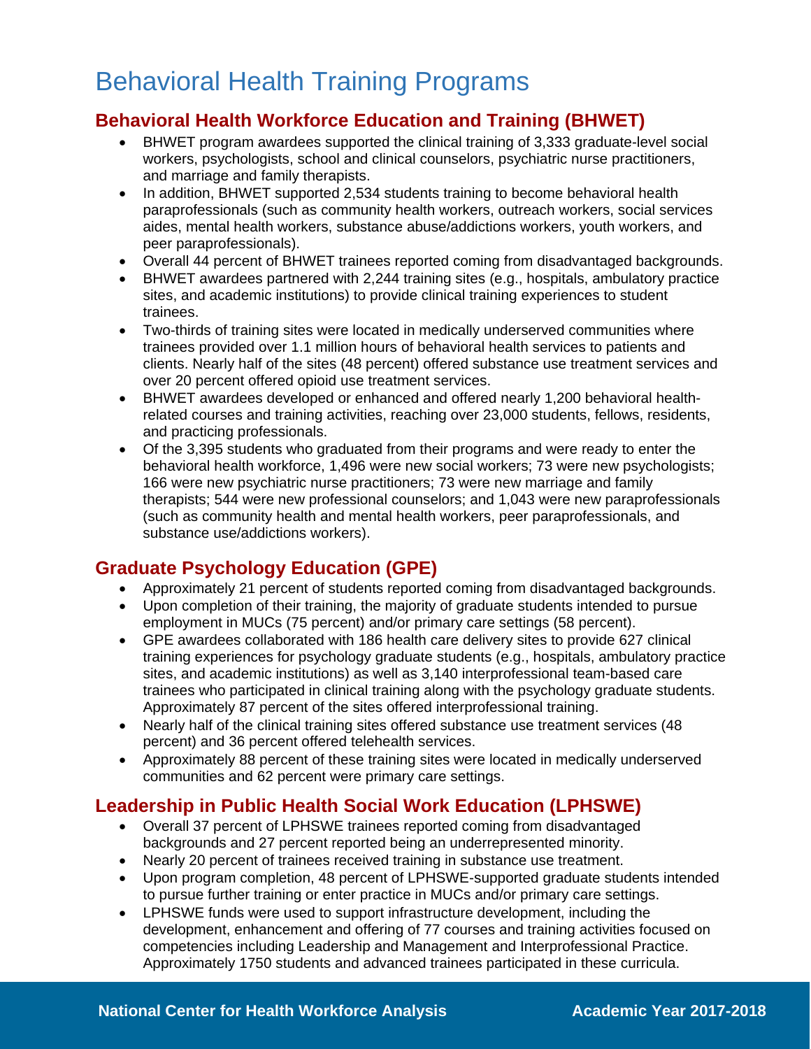# Behavioral Health Training Programs

## Behavioral Health Workforce Education and Training (BHWET)

- BHWET program awardees supported the clinical training of 3,333 graduate-level social workers, psychologists, school and clinical counselors, psychiatric nurse practitioners, and marriage and family therapists.
- In addition, BHWET supported 2,534 students training to become behavioral health paraprofessionals (such as community health workers, outreach workers, social services aides, mental health workers, substance abuse/addictions workers, youth workers, and peer paraprofessionals).
- Overall 44 percent of BHWET trainees reported coming from disadvantaged backgrounds.
- BHWET awardees partnered with 2,244 training sites (e.g., hospitals, ambulatory practice sites, and academic institutions) to provide clinical training experiences to student trainees.
- Two-thirds of training sites were located in medically underserved communities where trainees provided over 1.1 million hours of behavioral health services to patients and clients. Nearly half of the sites (48 percent) offered substance use treatment services and over 20 percent offered opioid use treatment services.
- BHWET awardees developed or enhanced and offered nearly 1,200 behavioral health-related courses and training activities, reaching over 23,000 students, fellows, residents, and practicing professionals.
- Of the 3,395 students who graduated from their programs and were ready to enter the behavioral health workforce, 1,496 were new social workers; 73 were new psychologists; 166 were new psychiatric nurse practitioners; 73 were new marriage and family therapists; 544 were new professional counselors; and 1,043 were new paraprofessionals (such as community health and mental health workers, peer paraprofessionals, and substance use/addictions workers).

## Graduate Psychology Education (GPE)

- Approximately 21 percent of students reported coming from disadvantaged backgrounds.
- Upon completion of their training, the majority of graduate students intended to pursue employment in MUCs (75 percent) and/or primary care settings (58 percent).
- GPE awardees collaborated with 186 health care delivery sites to provide 627 clinical training experiences for psychology graduate students (e.g., hospitals, ambulatory practice sites, and academic institutions) as well as 3,140 interprofessional team-based care trainees who participated in clinical training along with the psychology graduate students. Approximately 87 percent of the sites offered interprofessional training.
- Nearly half of the clinical training sites offered substance use treatment services (48 percent) and 36 percent offered telehealth services.
- Approximately 88 percent of these training sites were located in medically underserved communities and 62 percent were primary care settings.

## Leadership in Public Health Social Work Education (LPHSWE)

- Overall 37 percent of LPHSWE trainees reported coming from disadvantaged backgrounds and 27 percent reported being an underrepresented minority.
- Nearly 20 percent of trainees received training in substance use treatment.
- Upon program completion, 48 percent of LPHSWE-supported graduate students intended to pursue further training or enter practice in MUCs and/or primary care settings.
- LPHSWE funds were used to support infrastructure development, including the development, enhancement and offering of 77 courses and training activities focused on competencies including Leadership and Management and Interprofessional Practice. Approximately 1750 students and advanced trainees participated in these curricula.